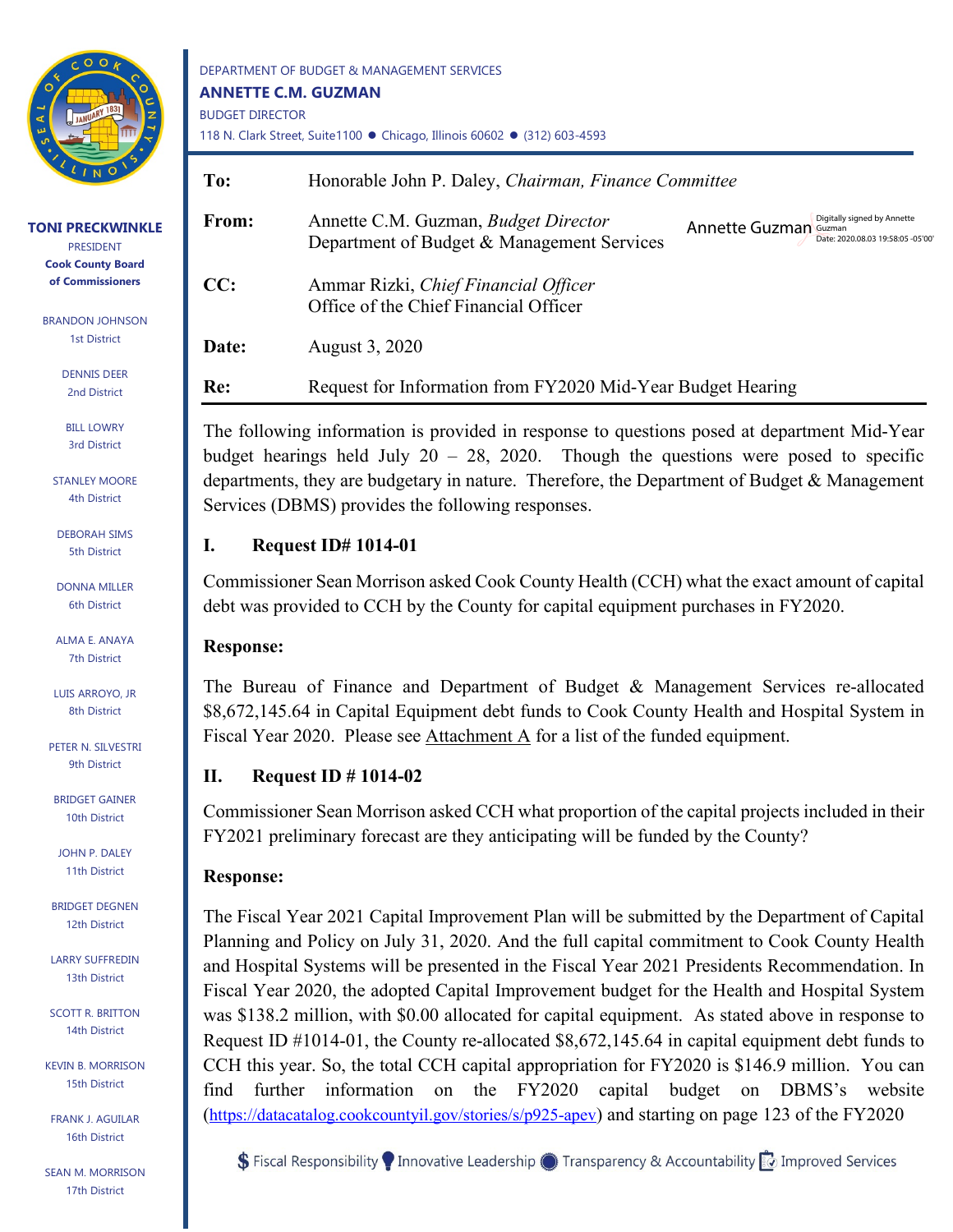DEPARTMENT OF BUDGET & MANAGEMENT SERVICES

**ANNETTE C.M. GUZMAN**

BUDGET DIRECTOR

118 N. Clark Street, Suite1100 ● Chicago, Illinois 60602 ● (312) 603-4593

**TONI PRECKWINKLE**
PRESIDENT
**Cook County Board of Commissioners**

BRANDON JOHNSON, 1st District
DENNIS DEER, 2nd District
BILL LOWRY, 3rd District
STANLEY MOORE, 4th District
DEBORAH SIMS, 5th District
DONNA MILLER, 6th District
ALMA E. ANAYA, 7th District
LUIS ARROYO, JR, 8th District
PETER N. SILVESTRI, 9th District
BRIDGET GAINER, 10th District
JOHN P. DALEY, 11th District
BRIDGET DEGNEN, 12th District
LARRY SUFFREDIN, 13th District
SCOTT R. BRITTON, 14th District
KEVIN B. MORRISON, 15th District
FRANK J. AGUILAR, 16th District
SEAN M. MORRISON, 17th District

| | |
|---|---|
| **To:** | Honorable John P. Daley, *Chairman, Finance Committee* |
| **From:** | Annette C.M. Guzman, *Budget Director*<br>Department of Budget & Management Services<br>Annette Guzman (Digitally signed by Annette Guzman Date: 2020.08.03 19:58:05 -05'00') |
| **CC:** | Ammar Rizki, *Chief Financial Officer*<br>Office of the Chief Financial Officer |
| **Date:** | August 3, 2020 |
| **Re:** | Request for Information from FY2020 Mid-Year Budget Hearing |

The following information is provided in response to questions posed at department Mid-Year budget hearings held July 20 – 28, 2020. Though the questions were posed to specific departments, they are budgetary in nature. Therefore, the Department of Budget & Management Services (DBMS) provides the following responses.

## I. Request ID# 1014-01

Commissioner Sean Morrison asked Cook County Health (CCH) what the exact amount of capital debt was provided to CCH by the County for capital equipment purchases in FY2020.

**Response:**

The Bureau of Finance and Department of Budget & Management Services re-allocated $8,672,145.64 in Capital Equipment debt funds to Cook County Health and Hospital System in Fiscal Year 2020. Please see Attachment A for a list of the funded equipment.

## II. Request ID # 1014-02

Commissioner Sean Morrison asked CCH what proportion of the capital projects included in their FY2021 preliminary forecast are they anticipating will be funded by the County?

**Response:**

The Fiscal Year 2021 Capital Improvement Plan will be submitted by the Department of Capital Planning and Policy on July 31, 2020. And the full capital commitment to Cook County Health and Hospital Systems will be presented in the Fiscal Year 2021 Presidents Recommendation. In Fiscal Year 2020, the adopted Capital Improvement budget for the Health and Hospital System was $138.2 million, with $0.00 allocated for capital equipment. As stated above in response to Request ID #1014-01, the County re-allocated $8,672,145.64 in capital equipment debt funds to CCH this year. So, the total CCH capital appropriation for FY2020 is $146.9 million. You can find further information on the FY2020 capital budget on DBMS's website (https://datacatalog.cookcountyil.gov/stories/s/p925-apev) and starting on page 123 of the FY2020

$ Fiscal Responsibility · Innovative Leadership · Transparency & Accountability · Improved Services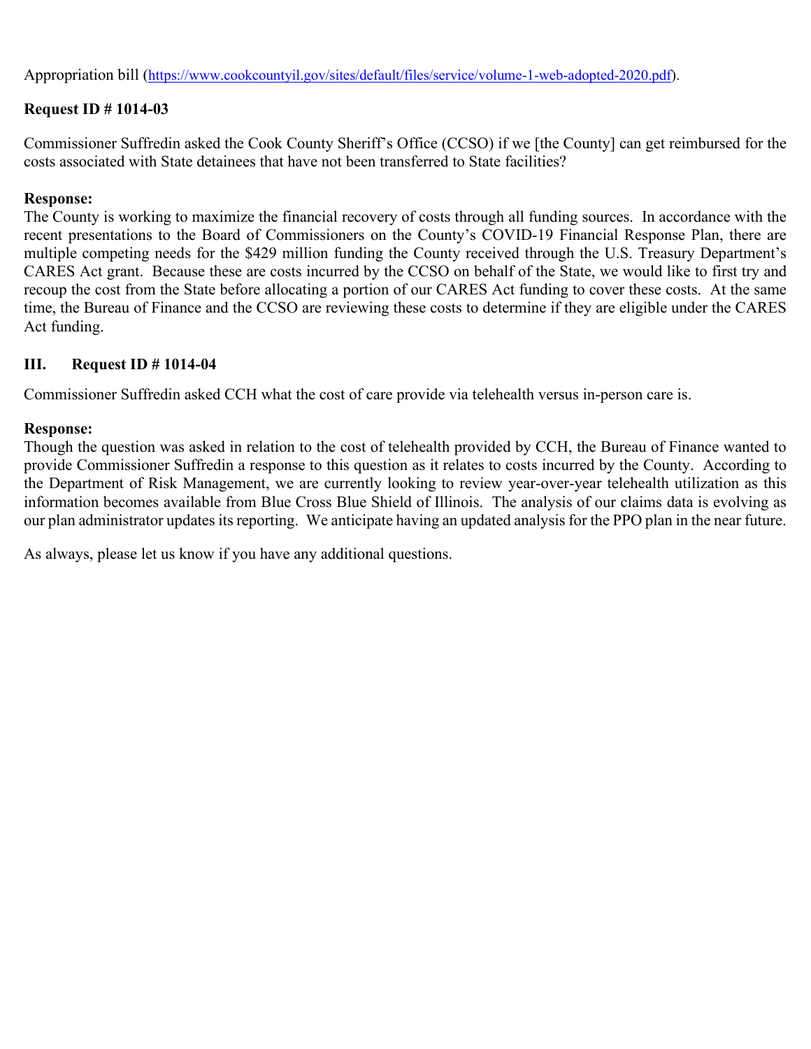Appropriation bill (https://www.cookcountyil.gov/sites/default/files/service/volume-1-web-adopted-2020.pdf).

**Request ID # 1014-03**

Commissioner Suffredin asked the Cook County Sheriff's Office (CCSO) if we [the County] can get reimbursed for the costs associated with State detainees that have not been transferred to State facilities?

**Response:**
The County is working to maximize the financial recovery of costs through all funding sources. In accordance with the recent presentations to the Board of Commissioners on the County's COVID-19 Financial Response Plan, there are multiple competing needs for the $429 million funding the County received through the U.S. Treasury Department's CARES Act grant. Because these are costs incurred by the CCSO on behalf of the State, we would like to first try and recoup the cost from the State before allocating a portion of our CARES Act funding to cover these costs. At the same time, the Bureau of Finance and the CCSO are reviewing these costs to determine if they are eligible under the CARES Act funding.

## III. Request ID # 1014-04

Commissioner Suffredin asked CCH what the cost of care provide via telehealth versus in-person care is.

**Response:**
Though the question was asked in relation to the cost of telehealth provided by CCH, the Bureau of Finance wanted to provide Commissioner Suffredin a response to this question as it relates to costs incurred by the County. According to the Department of Risk Management, we are currently looking to review year-over-year telehealth utilization as this information becomes available from Blue Cross Blue Shield of Illinois. The analysis of our claims data is evolving as our plan administrator updates its reporting. We anticipate having an updated analysis for the PPO plan in the near future.

As always, please let us know if you have any additional questions.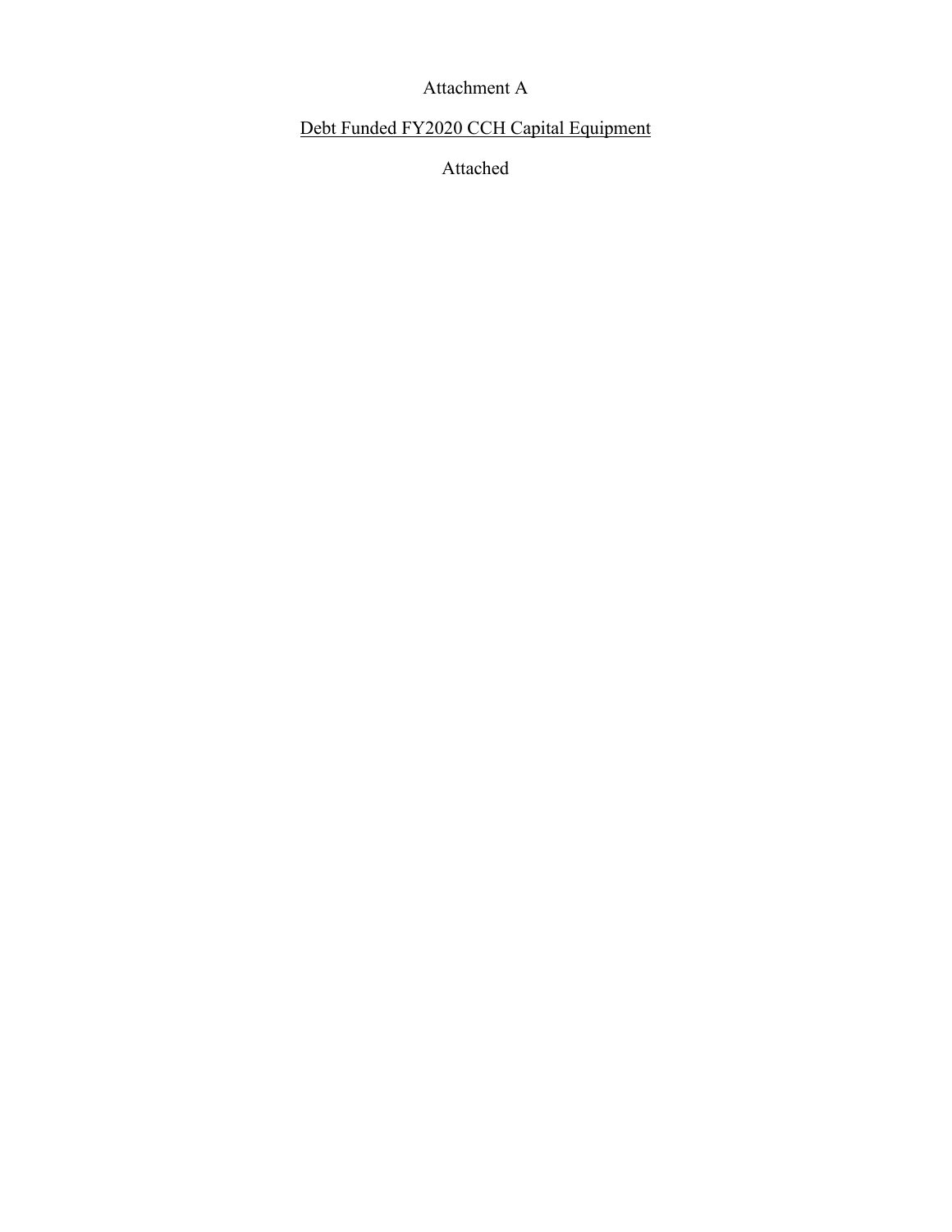# Attachment A

<u>Debt Funded FY2020 CCH Capital Equipment</u>

Attached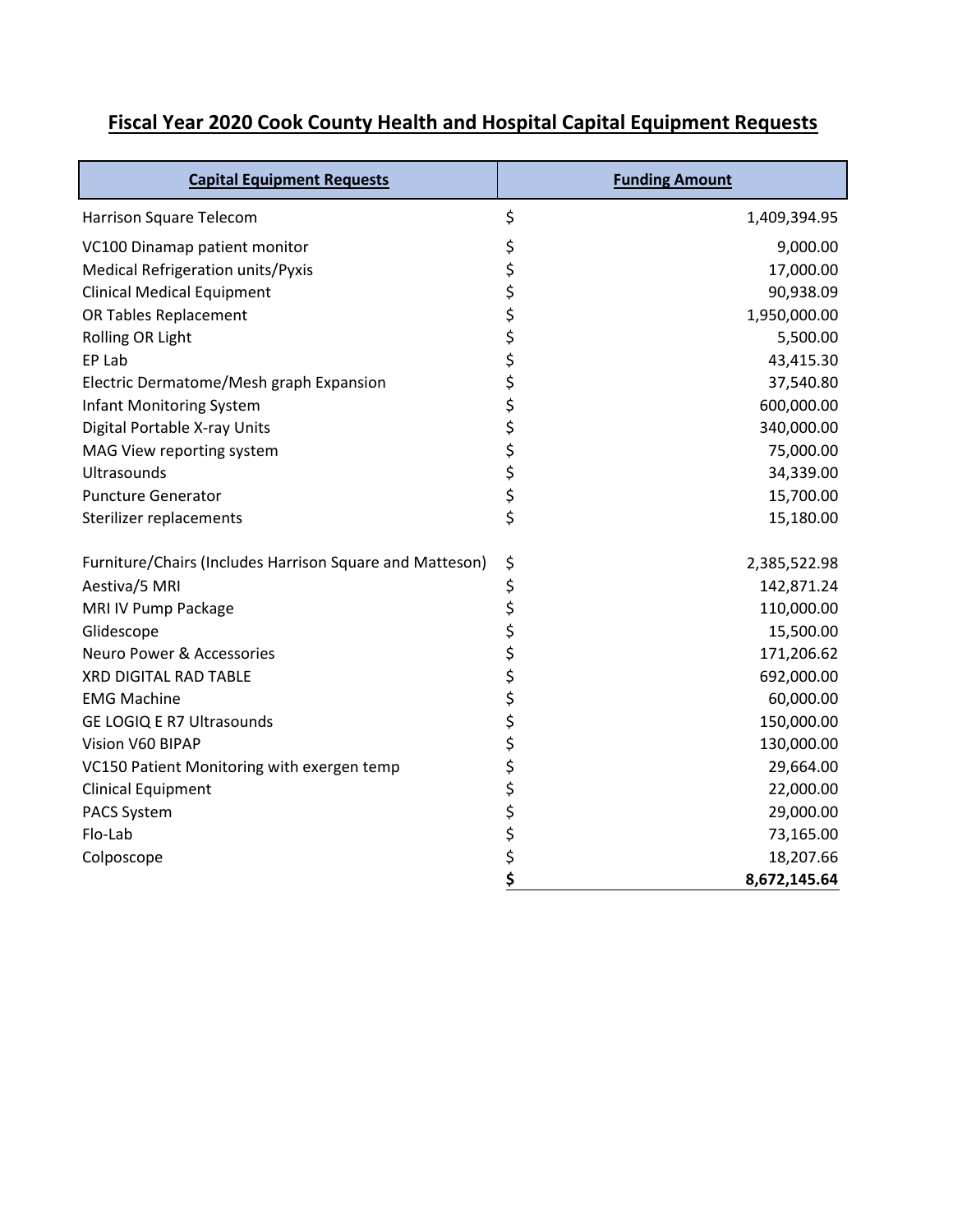## Fiscal Year 2020 Cook County Health and Hospital Capital Equipment Requests

| Capital Equipment Requests | Funding Amount |
|---|---|
| Harrison Square Telecom | $ 1,409,394.95 |
| VC100 Dinamap patient monitor | $ 9,000.00 |
| Medical Refrigeration units/Pyxis | $ 17,000.00 |
| Clinical Medical Equipment | $ 90,938.09 |
| OR Tables Replacement | $ 1,950,000.00 |
| Rolling OR Light | $ 5,500.00 |
| EP Lab | $ 43,415.30 |
| Electric Dermatome/Mesh graph Expansion | $ 37,540.80 |
| Infant Monitoring System | $ 600,000.00 |
| Digital Portable X-ray Units | $ 340,000.00 |
| MAG View reporting system | $ 75,000.00 |
| Ultrasounds | $ 34,339.00 |
| Puncture Generator | $ 15,700.00 |
| Sterilizer replacements | $ 15,180.00 |
| Furniture/Chairs (Includes Harrison Square and Matteson) | $ 2,385,522.98 |
| Aestiva/5 MRI | $ 142,871.24 |
| MRI IV Pump Package | $ 110,000.00 |
| Glidescope | $ 15,500.00 |
| Neuro Power & Accessories | $ 171,206.62 |
| XRD DIGITAL RAD TABLE | $ 692,000.00 |
| EMG Machine | $ 60,000.00 |
| GE LOGIQ E R7 Ultrasounds | $ 150,000.00 |
| Vision V60 BIPAP | $ 130,000.00 |
| VC150 Patient Monitoring with exergen temp | $ 29,664.00 |
| Clinical Equipment | $ 22,000.00 |
| PACS System | $ 29,000.00 |
| Flo-Lab | $ 73,165.00 |
| Colposcope | $ 18,207.66 |
| | **$ 8,672,145.64** |